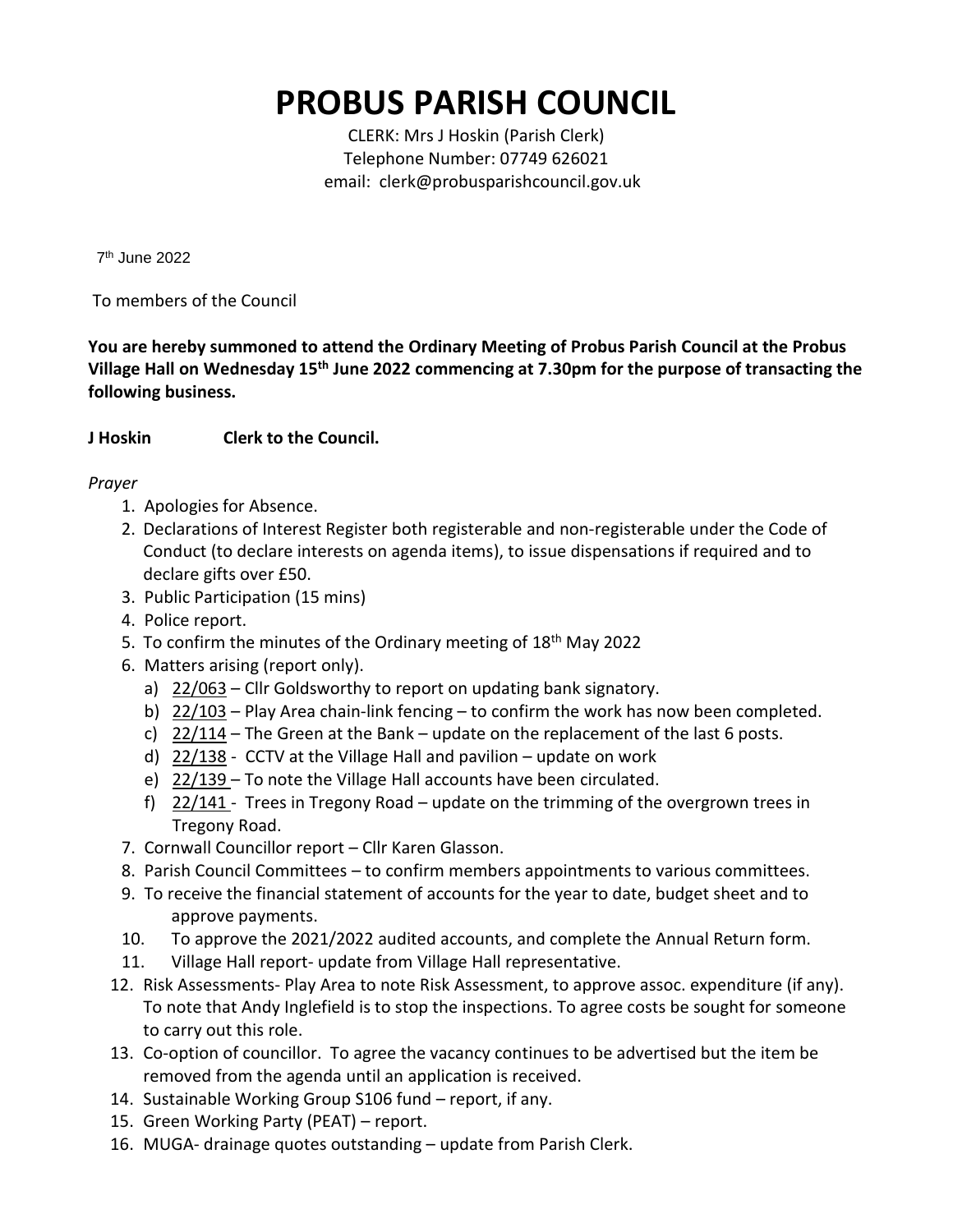# PROBUS PARISH COUNCIL

CLERK: Mrs J Hoskin (Parish Clerk)
Telephone Number: 07749 626021
email: clerk@probusparishcouncil.gov.uk

7th June 2022

To members of the Council

**You are hereby summoned to attend the Ordinary Meeting of Probus Parish Council at the Probus Village Hall on Wednesday 15th June 2022 commencing at 7.30pm for the purpose of transacting the following business.**

**J Hoskin Clerk to the Council.**

*Prayer*

1. Apologies for Absence.
2. Declarations of Interest Register both registerable and non-registerable under the Code of Conduct (to declare interests on agenda items), to issue dispensations if required and to declare gifts over £50.
3. Public Participation (15 mins)
4. Police report.
5. To confirm the minutes of the Ordinary meeting of 18th May 2022
6. Matters arising (report only).
   a) 22/063 – Cllr Goldsworthy to report on updating bank signatory.
   b) 22/103 – Play Area chain-link fencing – to confirm the work has now been completed.
   c) 22/114 – The Green at the Bank – update on the replacement of the last 6 posts.
   d) 22/138 - CCTV at the Village Hall and pavilion – update on work
   e) 22/139 – To note the Village Hall accounts have been circulated.
   f) 22/141 - Trees in Tregony Road – update on the trimming of the overgrown trees in Tregony Road.
7. Cornwall Councillor report – Cllr Karen Glasson.
8. Parish Council Committees – to confirm members appointments to various committees.
9. To receive the financial statement of accounts for the year to date, budget sheet and to approve payments.
10. To approve the 2021/2022 audited accounts, and complete the Annual Return form.
11. Village Hall report- update from Village Hall representative.
12. Risk Assessments- Play Area to note Risk Assessment, to approve assoc. expenditure (if any). To note that Andy Inglefield is to stop the inspections. To agree costs be sought for someone to carry out this role.
13. Co-option of councillor. To agree the vacancy continues to be advertised but the item be removed from the agenda until an application is received.
14. Sustainable Working Group S106 fund – report, if any.
15. Green Working Party (PEAT) – report.
16. MUGA- drainage quotes outstanding – update from Parish Clerk.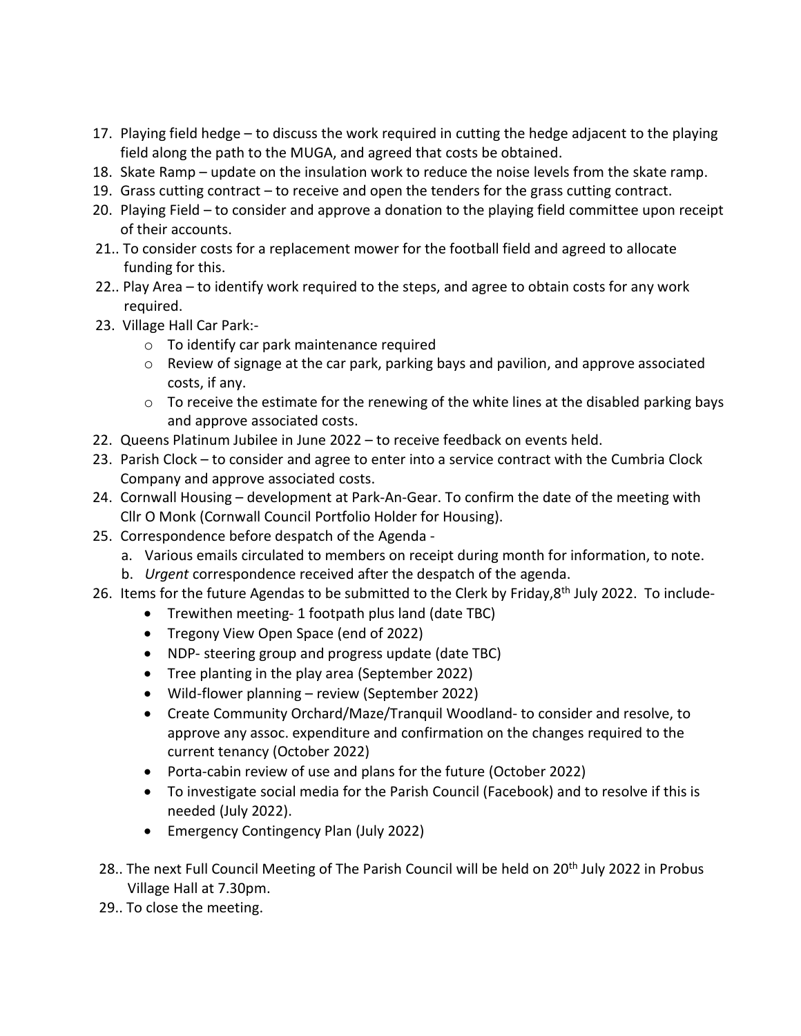17. Playing field hedge – to discuss the work required in cutting the hedge adjacent to the playing field along the path to the MUGA, and agreed that costs be obtained.
18. Skate Ramp – update on the insulation work to reduce the noise levels from the skate ramp.
19. Grass cutting contract – to receive and open the tenders for the grass cutting contract.
20. Playing Field – to consider and approve a donation to the playing field committee upon receipt of their accounts.

21.. To consider costs for a replacement mower for the football field and agreed to allocate funding for this.

22.. Play Area – to identify work required to the steps, and agree to obtain costs for any work required.

23. Village Hall Car Park:-
    - To identify car park maintenance required
    - Review of signage at the car park, parking bays and pavilion, and approve associated costs, if any.
    - To receive the estimate for the renewing of the white lines at the disabled parking bays and approve associated costs.

22. Queens Platinum Jubilee in June 2022 – to receive feedback on events held.

23. Parish Clock – to consider and agree to enter into a service contract with the Cumbria Clock Company and approve associated costs.

24. Cornwall Housing – development at Park-An-Gear. To confirm the date of the meeting with Cllr O Monk (Cornwall Council Portfolio Holder for Housing).

25. Correspondence before despatch of the Agenda -
    a. Various emails circulated to members on receipt during month for information, to note.
    b. *Urgent* correspondence received after the despatch of the agenda.

26. Items for the future Agendas to be submitted to the Clerk by Friday,8th July 2022. To include-
    - Trewithen meeting- 1 footpath plus land (date TBC)
    - Tregony View Open Space (end of 2022)
    - NDP- steering group and progress update (date TBC)
    - Tree planting in the play area (September 2022)
    - Wild-flower planning – review (September 2022)
    - Create Community Orchard/Maze/Tranquil Woodland- to consider and resolve, to approve any assoc. expenditure and confirmation on the changes required to the current tenancy (October 2022)
    - Porta-cabin review of use and plans for the future (October 2022)
    - To investigate social media for the Parish Council (Facebook) and to resolve if this is needed (July 2022).
    - Emergency Contingency Plan (July 2022)

28.. The next Full Council Meeting of The Parish Council will be held on 20th July 2022 in Probus Village Hall at 7.30pm.

29.. To close the meeting.